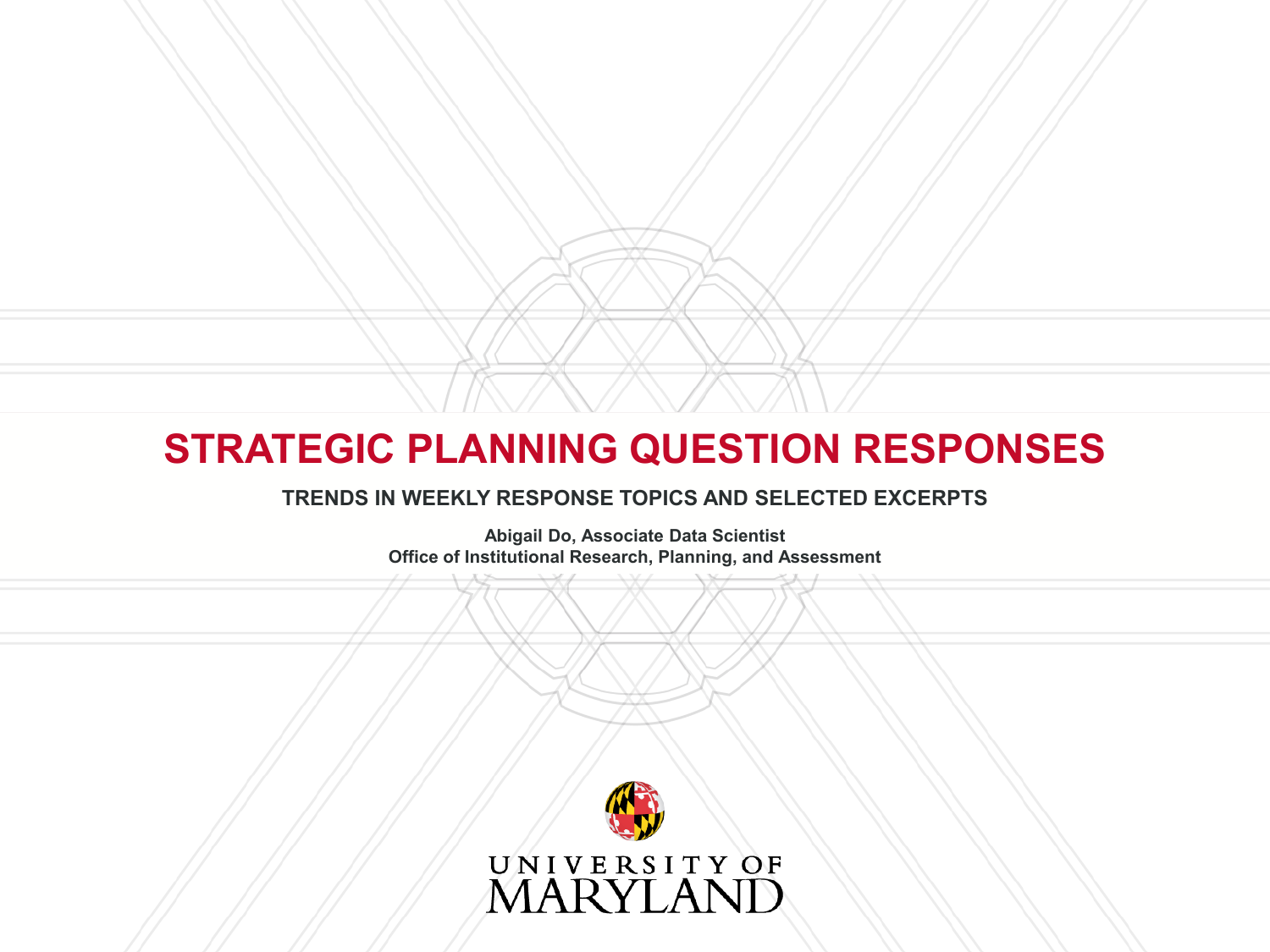# STRATEGIC PLANNING QUESTION RESPONSES

## TRENDS IN WEEKLY RESPONSE TOPICS AND SELECTED EXCERPTS

**Abigail Do, Associate Data Scientist**
**Office of Institutional Research, Planning, and Assessment**

UNIVERSITY OF MARYLAND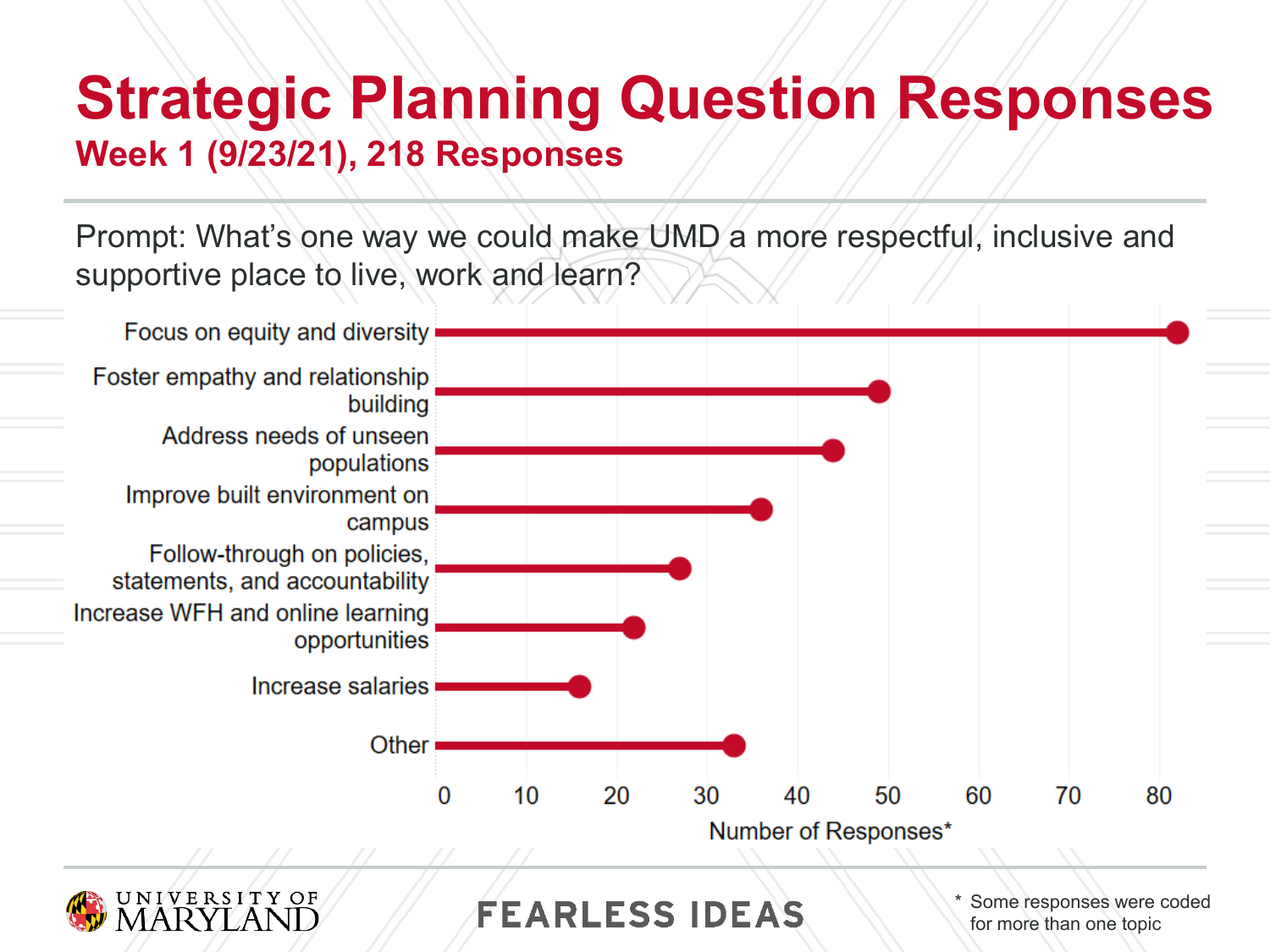# Strategic Planning Question Responses

## Week 1 (9/23/21), 218 Responses

Prompt: What's one way we could make UMD a more respectful, inclusive and supportive place to live, work and learn?

| Topic | Number of Responses* |
| --- | --- |
| Focus on equity and diversity | 82 |
| Foster empathy and relationship building | 49 |
| Address needs of unseen populations | 44 |
| Improve built environment on campus | 36 |
| Follow-through on policies, statements, and accountability | 27 |
| Increase WFH and online learning opportunities | 22 |
| Increase salaries | 16 |
| Other | 33 |

\* Some responses were coded for more than one topic

UNIVERSITY OF MARYLAND

FEARLESS IDEAS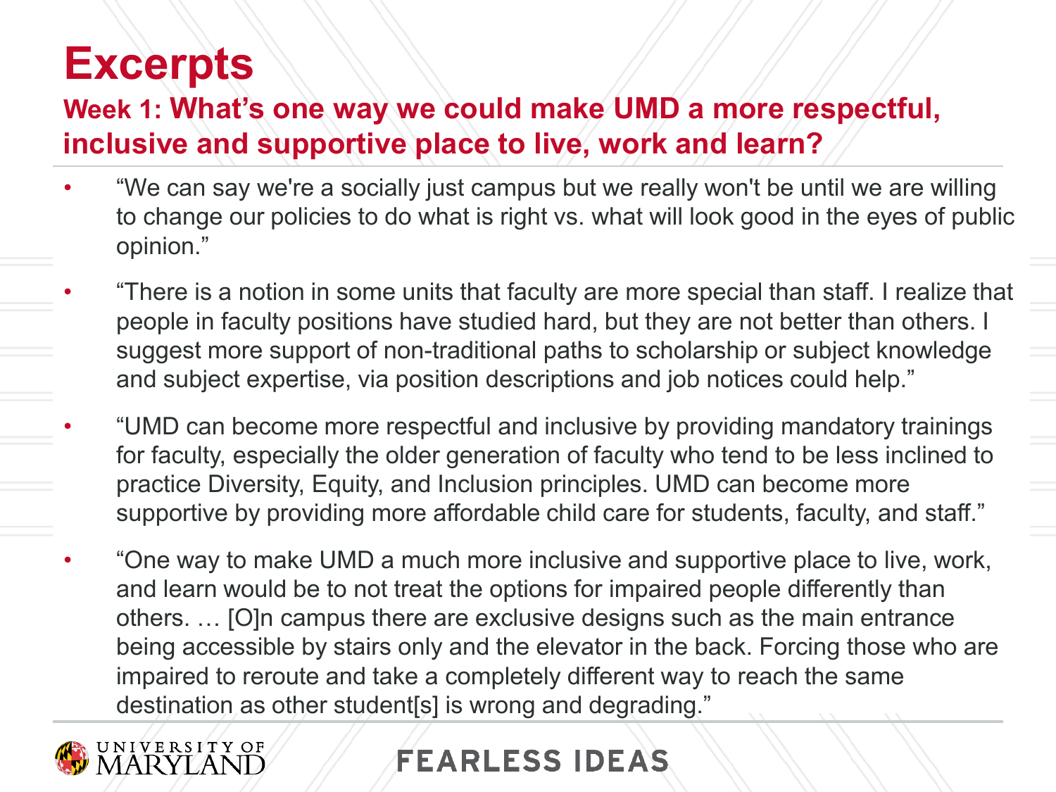# Excerpts

## Week 1: What's one way we could make UMD a more respectful, inclusive and supportive place to live, work and learn?

- "We can say we're a socially just campus but we really won't be until we are willing to change our policies to do what is right vs. what will look good in the eyes of public opinion."
- "There is a notion in some units that faculty are more special than staff. I realize that people in faculty positions have studied hard, but they are not better than others. I suggest more support of non-traditional paths to scholarship or subject knowledge and subject expertise, via position descriptions and job notices could help."
- "UMD can become more respectful and inclusive by providing mandatory trainings for faculty, especially the older generation of faculty who tend to be less inclined to practice Diversity, Equity, and Inclusion principles. UMD can become more supportive by providing more affordable child care for students, faculty, and staff."
- "One way to make UMD a much more inclusive and supportive place to live, work, and learn would be to not treat the options for impaired people differently than others. … [O]n campus there are exclusive designs such as the main entrance being accessible by stairs only and the elevator in the back. Forcing those who are impaired to reroute and take a completely different way to reach the same destination as other student[s] is wrong and degrading."

UNIVERSITY OF MARYLAND

FEARLESS IDEAS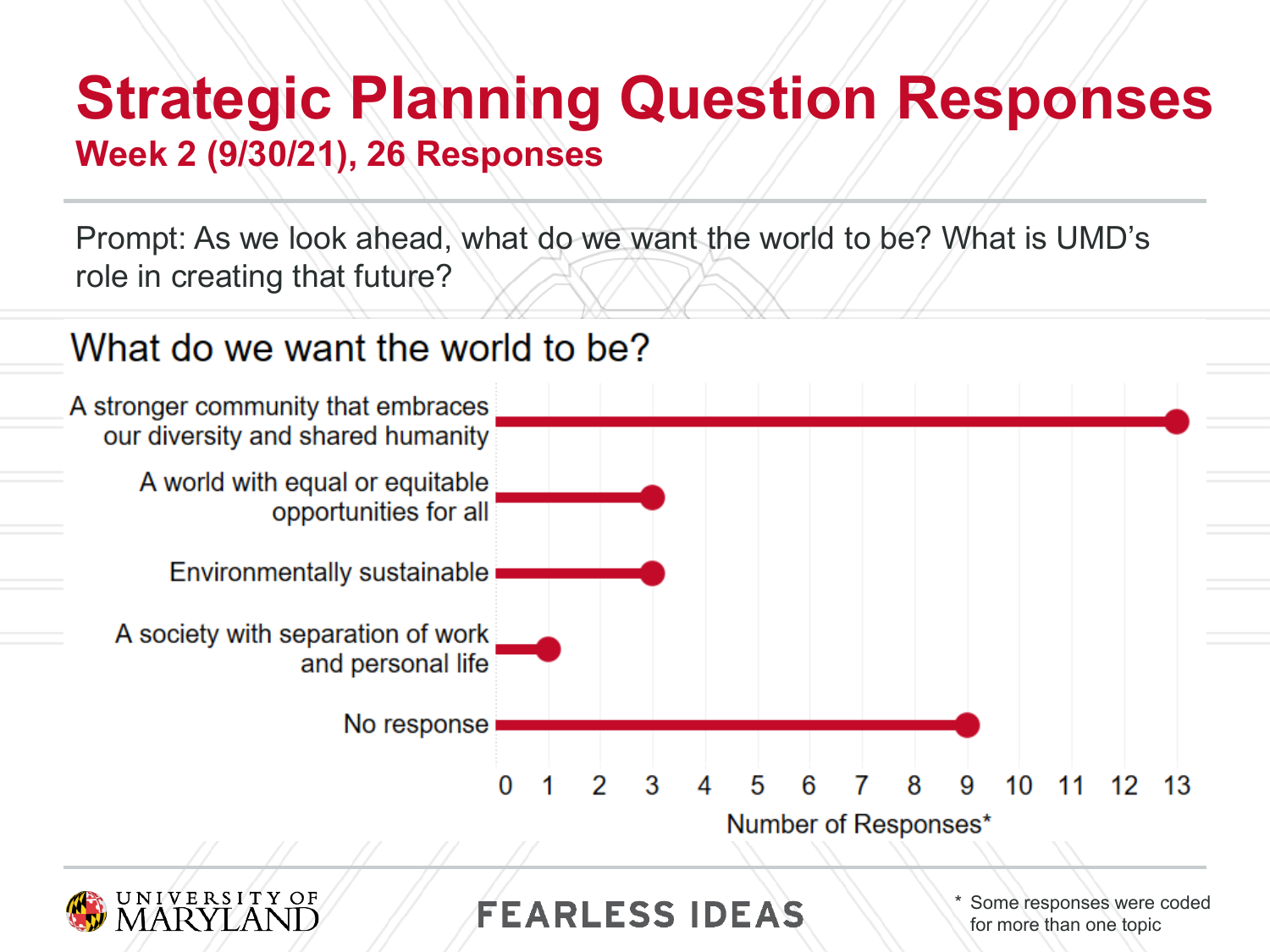# Strategic Planning Question Responses

## Week 2 (9/30/21), 26 Responses

Prompt: As we look ahead, what do we want the world to be? What is UMD's role in creating that future?

### What do we want the world to be?

| Response | Number of Responses* |
|---|---|
| A stronger community that embraces our diversity and shared humanity | 13 |
| A world with equal or equitable opportunities for all | 3 |
| Environmentally sustainable | 3 |
| A society with separation of work and personal life | 1 |
| No response | 9 |

FEARLESS IDEAS

\* Some responses were coded for more than one topic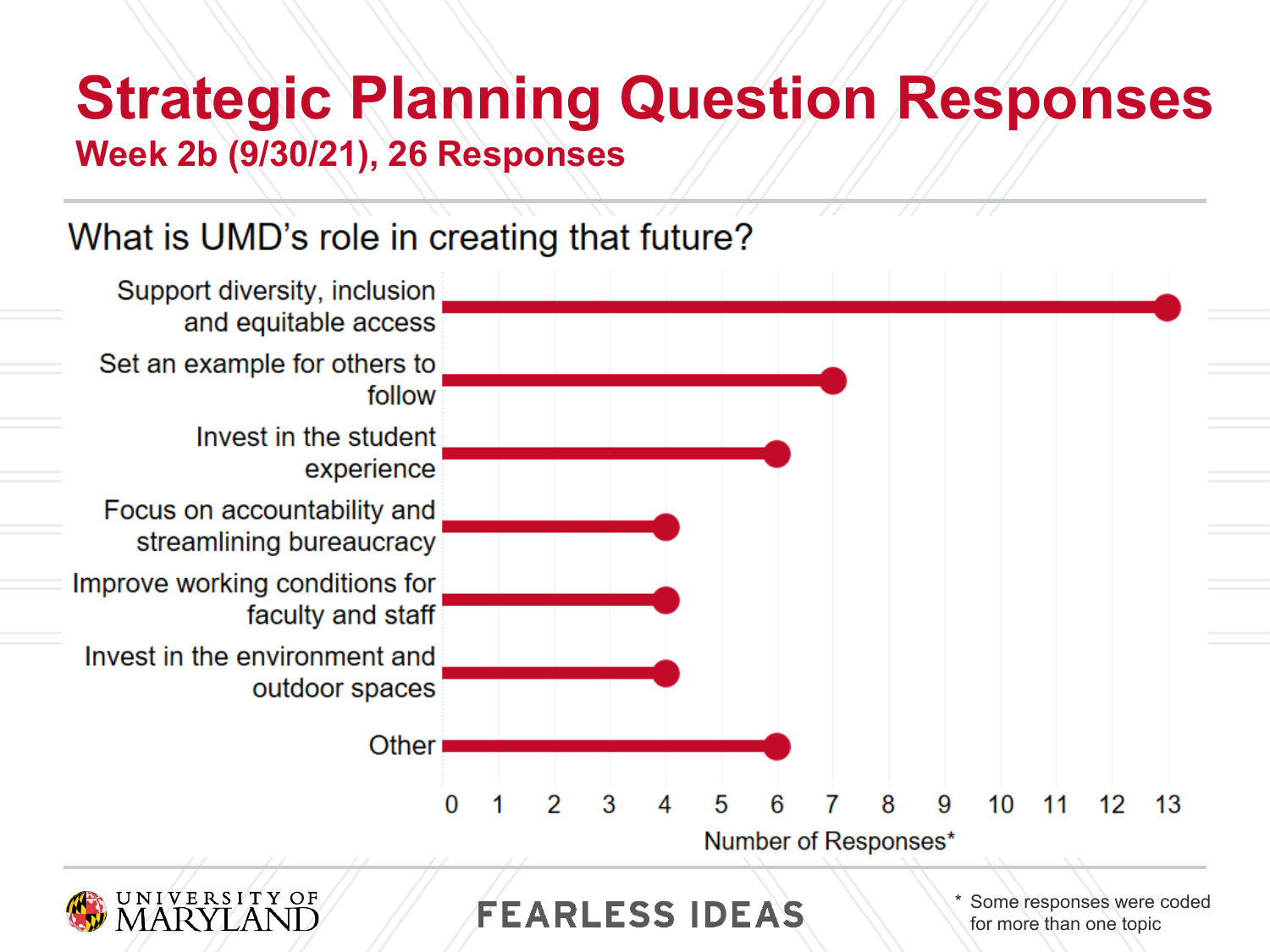# Strategic Planning Question Responses

## Week 2b (9/30/21), 26 Responses

### What is UMD's role in creating that future?

| Response | Number of Responses* |
|---|---|
| Support diversity, inclusion and equitable access | 13 |
| Set an example for others to follow | 7 |
| Invest in the student experience | 6 |
| Focus on accountability and streamlining bureaucracy | 4 |
| Improve working conditions for faculty and staff | 4 |
| Invest in the environment and outdoor spaces | 4 |
| Other | 6 |

\* Some responses were coded for more than one topic

UNIVERSITY OF MARYLAND

FEARLESS IDEAS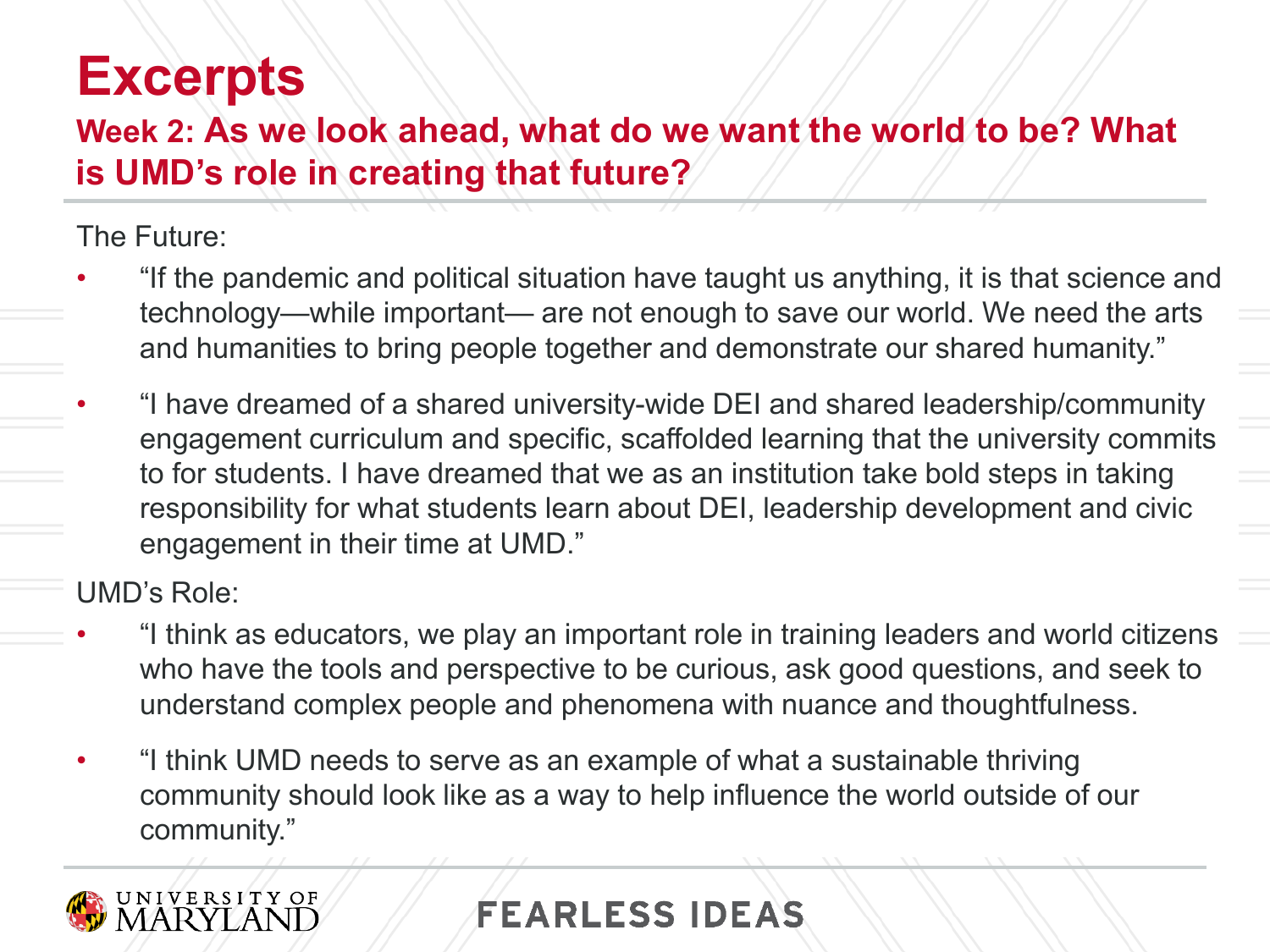# Excerpts

## Week 2: As we look ahead, what do we want the world to be? What is UMD's role in creating that future?

The Future:

- "If the pandemic and political situation have taught us anything, it is that science and technology—while important— are not enough to save our world. We need the arts and humanities to bring people together and demonstrate our shared humanity."
- "I have dreamed of a shared university-wide DEI and shared leadership/community engagement curriculum and specific, scaffolded learning that the university commits to for students. I have dreamed that we as an institution take bold steps in taking responsibility for what students learn about DEI, leadership development and civic engagement in their time at UMD."

UMD's Role:

- "I think as educators, we play an important role in training leaders and world citizens who have the tools and perspective to be curious, ask good questions, and seek to understand complex people and phenomena with nuance and thoughtfulness.
- "I think UMD needs to serve as an example of what a sustainable thriving community should look like as a way to help influence the world outside of our community."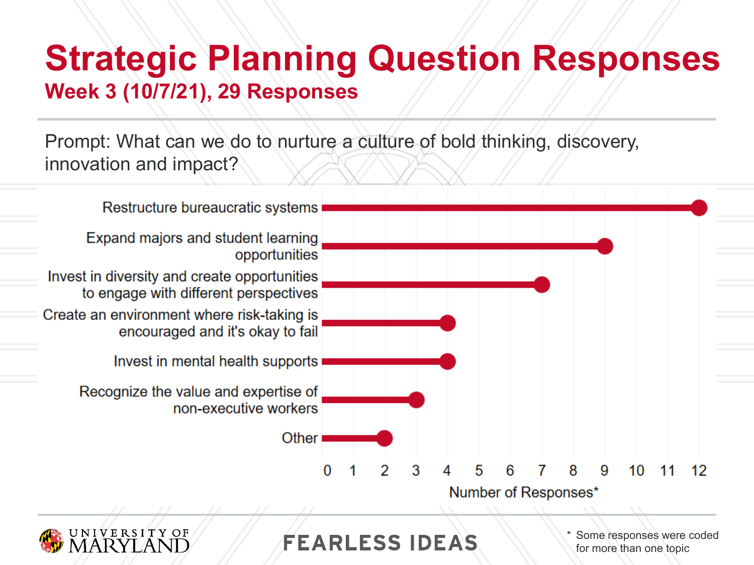# Strategic Planning Question Responses

## Week 3 (10/7/21), 29 Responses

Prompt: What can we do to nurture a culture of bold thinking, discovery, innovation and impact?

| Topic | Number of Responses* |
| --- | --- |
| Restructure bureaucratic systems | 12 |
| Expand majors and student learning opportunities | 9 |
| Invest in diversity and create opportunities to engage with different perspectives | 7 |
| Create an environment where risk-taking is encouraged and it's okay to fail | 4 |
| Invest in mental health supports | 4 |
| Recognize the value and expertise of non-executive workers | 3 |
| Other | 2 |

\* Some responses were coded for more than one topic

UNIVERSITY OF MARYLAND

FEARLESS IDEAS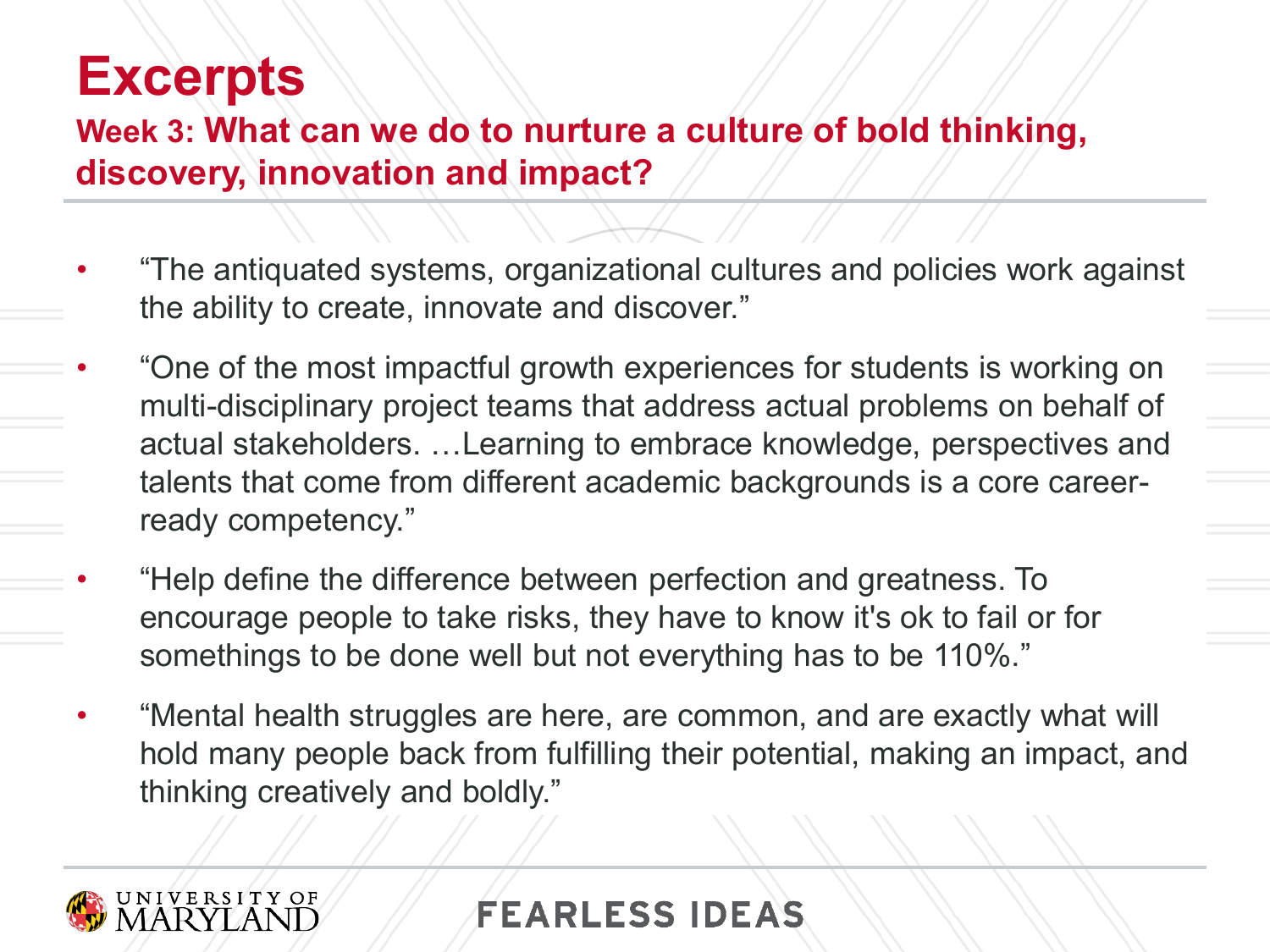# Excerpts

## Week 3: What can we do to nurture a culture of bold thinking, discovery, innovation and impact?

- “The antiquated systems, organizational cultures and policies work against the ability to create, innovate and discover.”
- “One of the most impactful growth experiences for students is working on multi-disciplinary project teams that address actual problems on behalf of actual stakeholders. …Learning to embrace knowledge, perspectives and talents that come from different academic backgrounds is a core career-ready competency.”
- “Help define the difference between perfection and greatness. To encourage people to take risks, they have to know it's ok to fail or for somethings to be done well but not everything has to be 110%.”
- “Mental health struggles are here, are common, and are exactly what will hold many people back from fulfilling their potential, making an impact, and thinking creatively and boldly.”

UNIVERSITY OF MARYLAND

FEARLESS IDEAS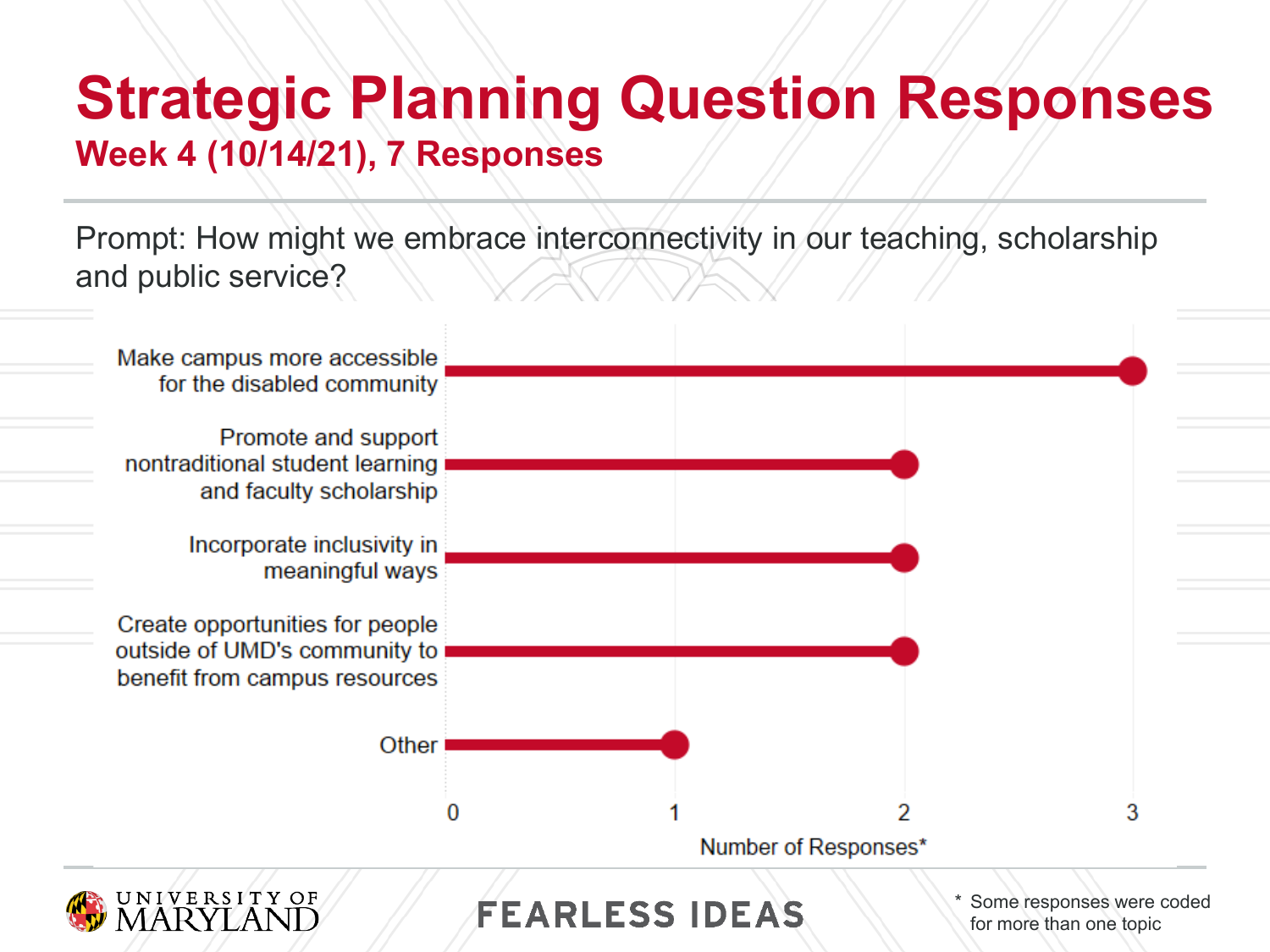# Strategic Planning Question Responses

## Week 4 (10/14/21), 7 Responses

Prompt: How might we embrace interconnectivity in our teaching, scholarship and public service?

| Topic | Number of Responses* |
| --- | --- |
| Make campus more accessible for the disabled community | 3 |
| Promote and support nontraditional student learning and faculty scholarship | 2 |
| Incorporate inclusivity in meaningful ways | 2 |
| Create opportunities for people outside of UMD's community to benefit from campus resources | 2 |
| Other | 1 |

\* Some responses were coded for more than one topic

UNIVERSITY OF MARYLAND

FEARLESS IDEAS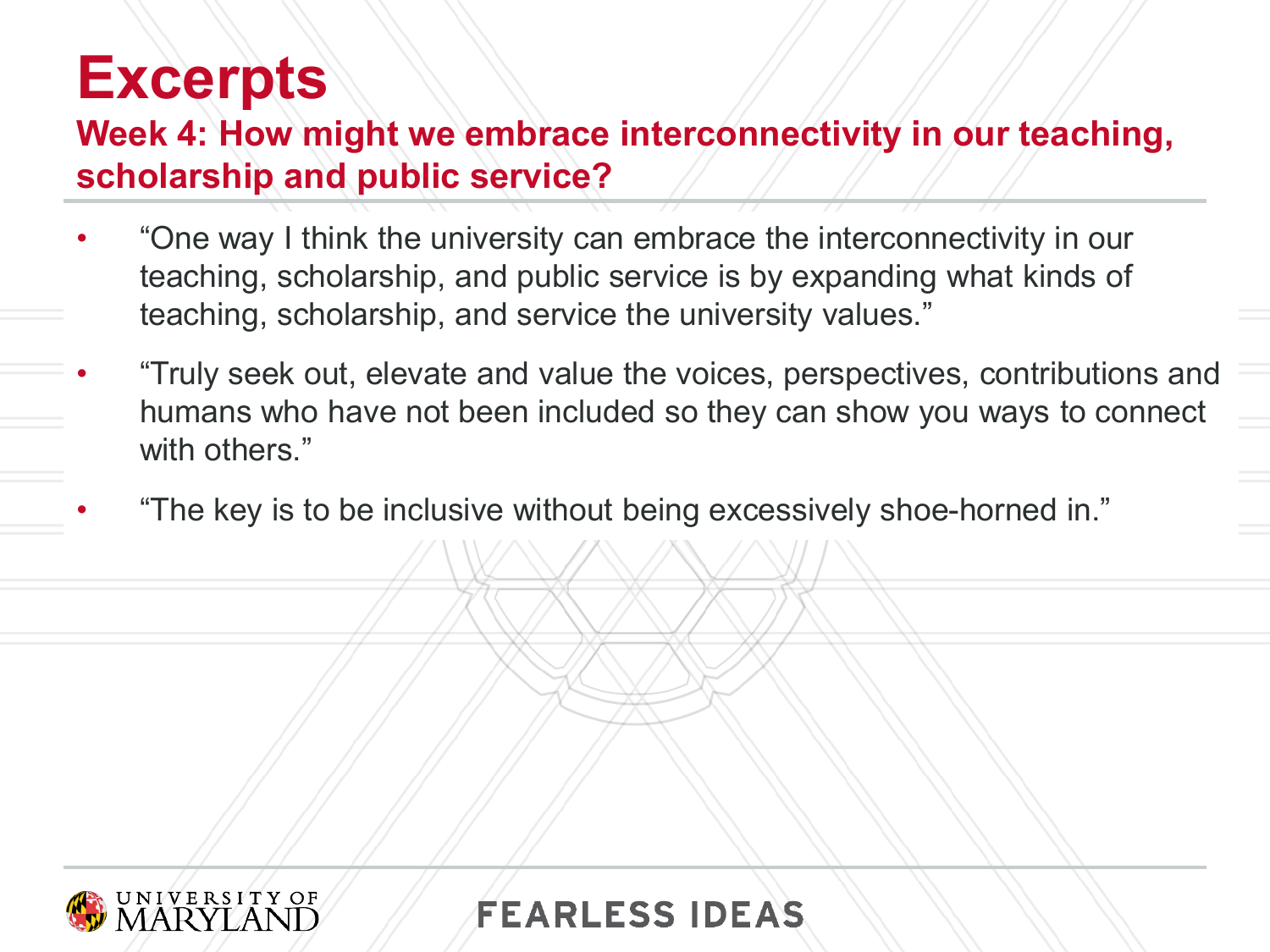# Excerpts

## Week 4: How might we embrace interconnectivity in our teaching, scholarship and public service?

- “One way I think the university can embrace the interconnectivity in our teaching, scholarship, and public service is by expanding what kinds of teaching, scholarship, and service the university values.”
- “Truly seek out, elevate and value the voices, perspectives, contributions and humans who have not been included so they can show you ways to connect with others.”
- “The key is to be inclusive without being excessively shoe-horned in.”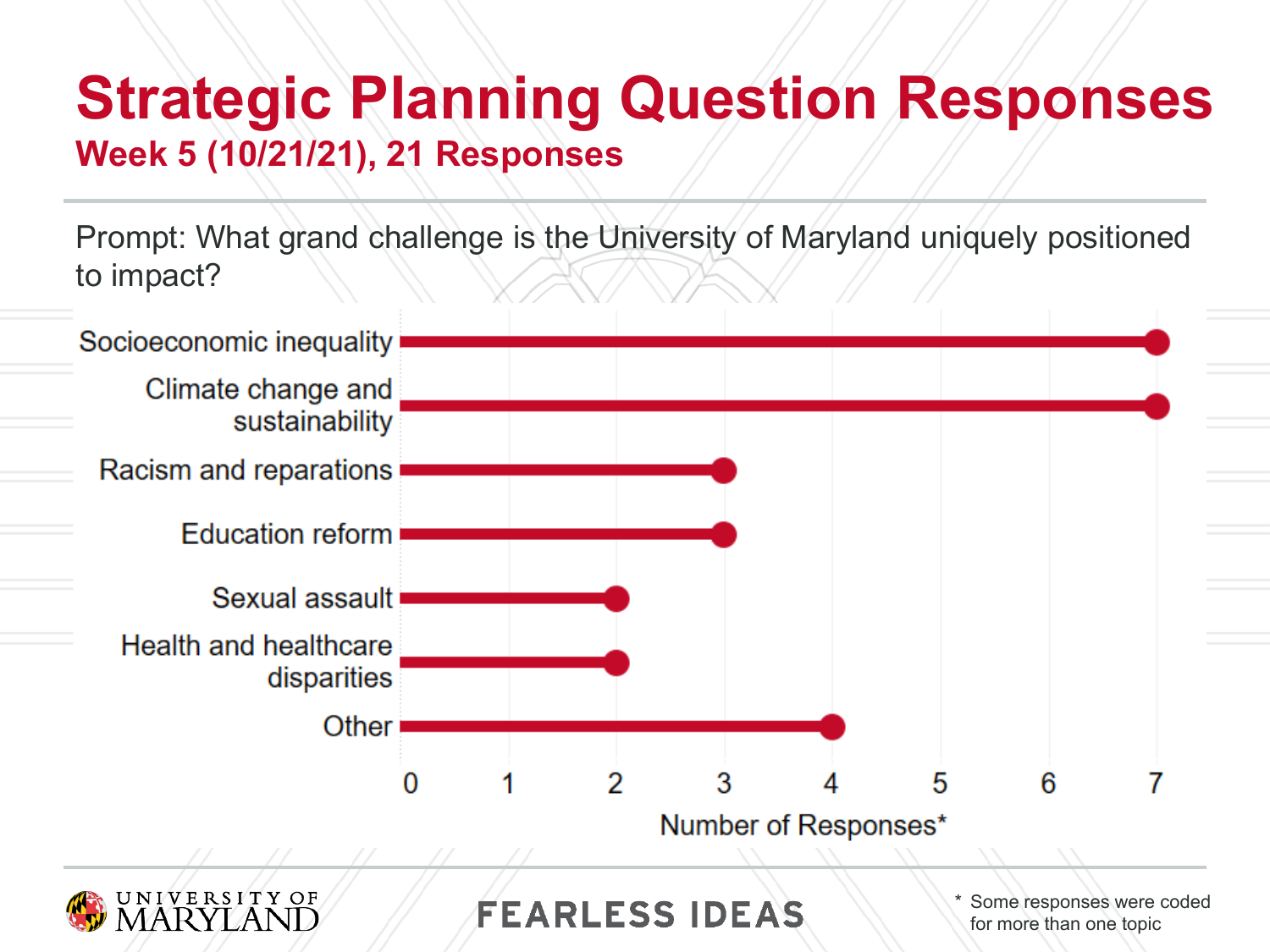# Strategic Planning Question Responses

## Week 5 (10/21/21), 21 Responses

Prompt: What grand challenge is the University of Maryland uniquely positioned to impact?

| Topic | Number of Responses* |
|---|---|
| Socioeconomic inequality | 7 |
| Climate change and sustainability | 7 |
| Racism and reparations | 3 |
| Education reform | 3 |
| Sexual assault | 2 |
| Health and healthcare disparities | 2 |
| Other | 4 |

\* Some responses were coded for more than one topic

FEARLESS IDEAS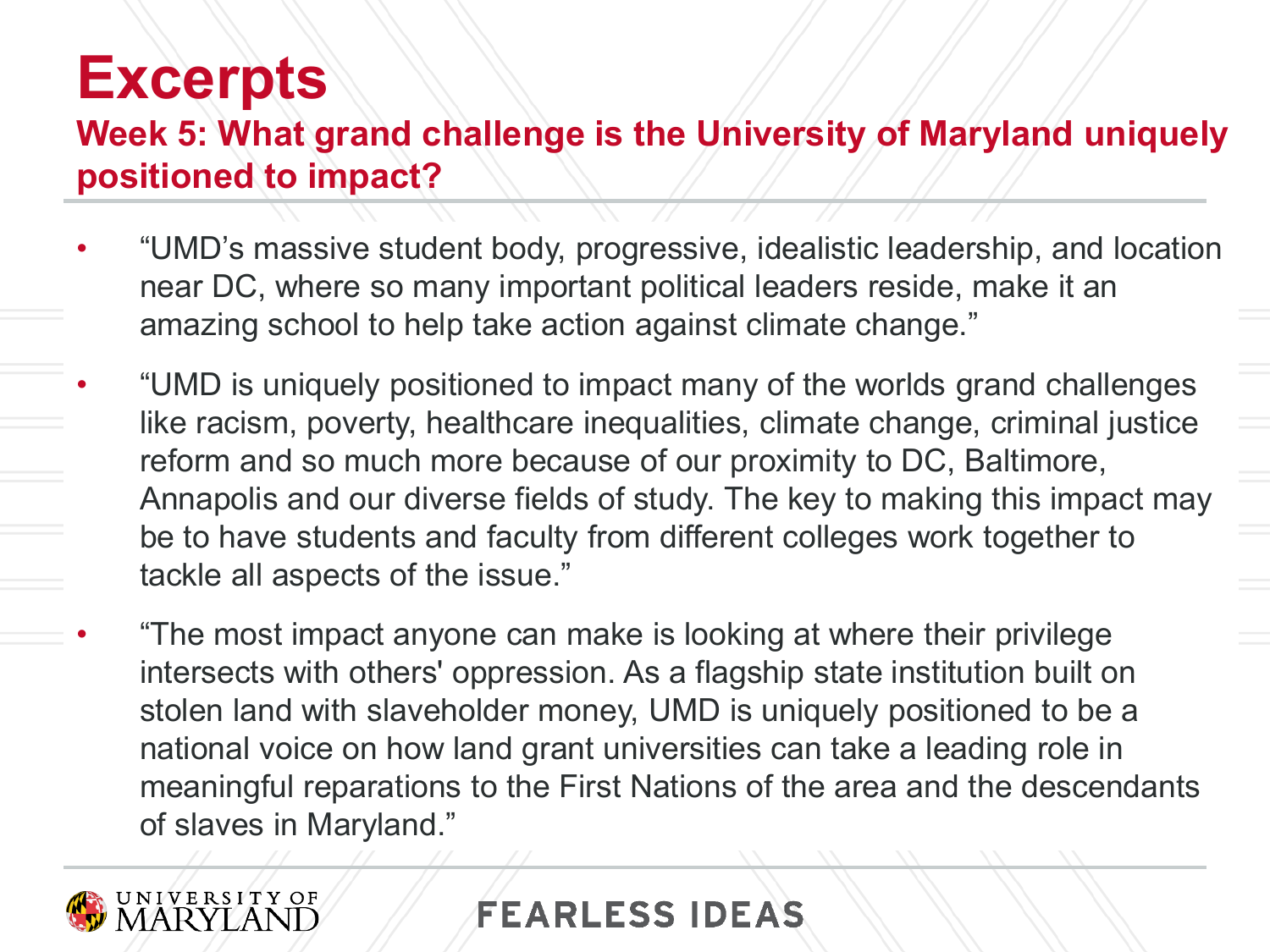# Excerpts

## Week 5: What grand challenge is the University of Maryland uniquely positioned to impact?

- "UMD's massive student body, progressive, idealistic leadership, and location near DC, where so many important political leaders reside, make it an amazing school to help take action against climate change."
- "UMD is uniquely positioned to impact many of the worlds grand challenges like racism, poverty, healthcare inequalities, climate change, criminal justice reform and so much more because of our proximity to DC, Baltimore, Annapolis and our diverse fields of study. The key to making this impact may be to have students and faculty from different colleges work together to tackle all aspects of the issue."
- "The most impact anyone can make is looking at where their privilege intersects with others' oppression. As a flagship state institution built on stolen land with slaveholder money, UMD is uniquely positioned to be a national voice on how land grant universities can take a leading role in meaningful reparations to the First Nations of the area and the descendants of slaves in Maryland."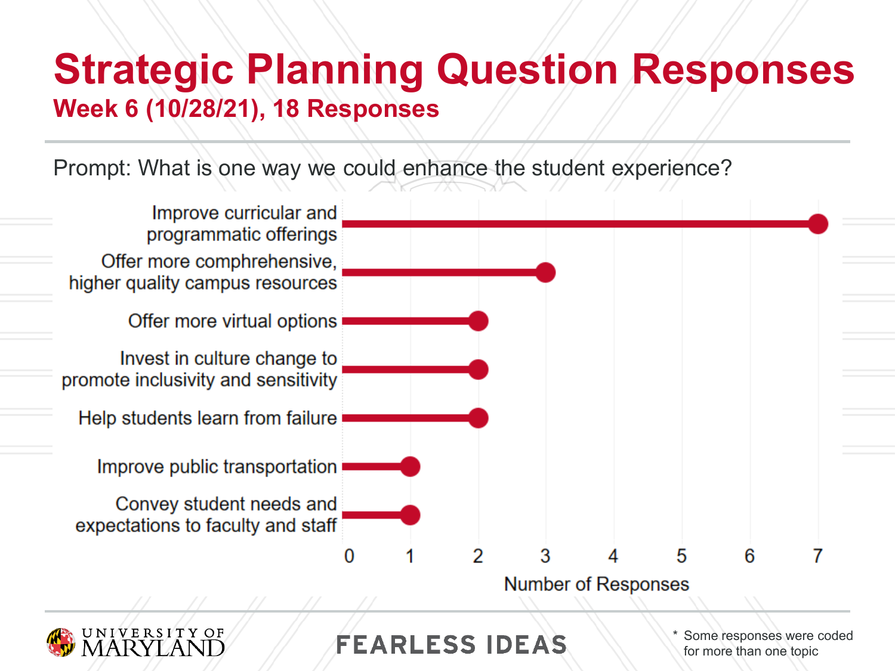# Strategic Planning Question Responses

## Week 6 (10/28/21), 18 Responses

Prompt: What is one way we could enhance the student experience?

| Topic | Number of Responses |
| --- | --- |
| Improve curricular and programmatic offerings | 7 |
| Offer more comphrehensive, higher quality campus resources | 3 |
| Offer more virtual options | 2 |
| Invest in culture change to promote inclusivity and sensitivity | 2 |
| Help students learn from failure | 2 |
| Improve public transportation | 1 |
| Convey student needs and expectations to faculty and staff | 1 |

\* Some responses were coded for more than one topic

UNIVERSITY OF MARYLAND

FEARLESS IDEAS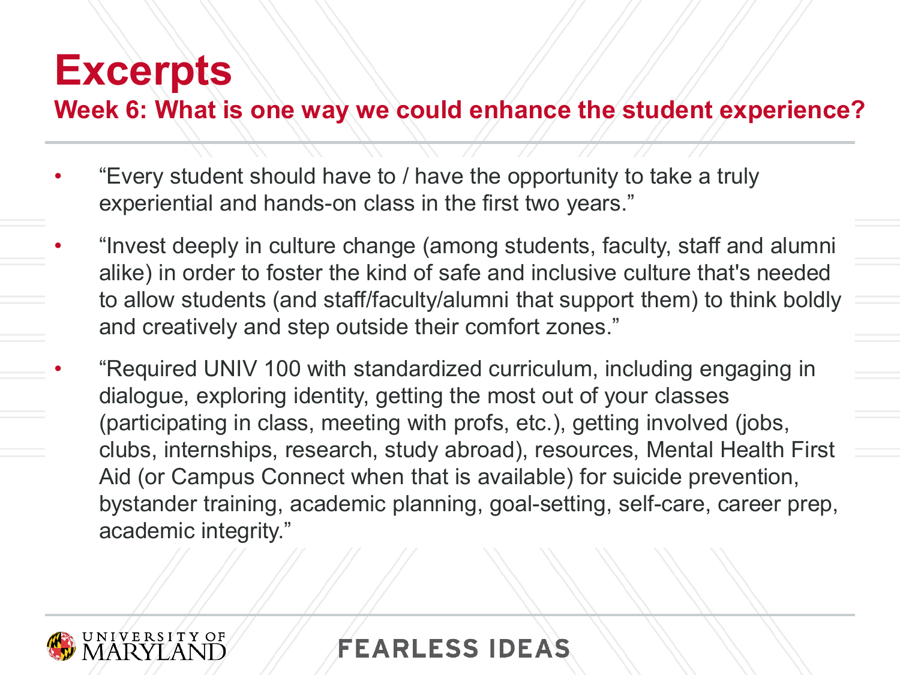# Excerpts

## Week 6: What is one way we could enhance the student experience?

- "Every student should have to / have the opportunity to take a truly experiential and hands-on class in the first two years."
- "Invest deeply in culture change (among students, faculty, staff and alumni alike) in order to foster the kind of safe and inclusive culture that's needed to allow students (and staff/faculty/alumni that support them) to think boldly and creatively and step outside their comfort zones."
- "Required UNIV 100 with standardized curriculum, including engaging in dialogue, exploring identity, getting the most out of your classes (participating in class, meeting with profs, etc.), getting involved (jobs, clubs, internships, research, study abroad), resources, Mental Health First Aid (or Campus Connect when that is available) for suicide prevention, bystander training, academic planning, goal-setting, self-care, career prep, academic integrity."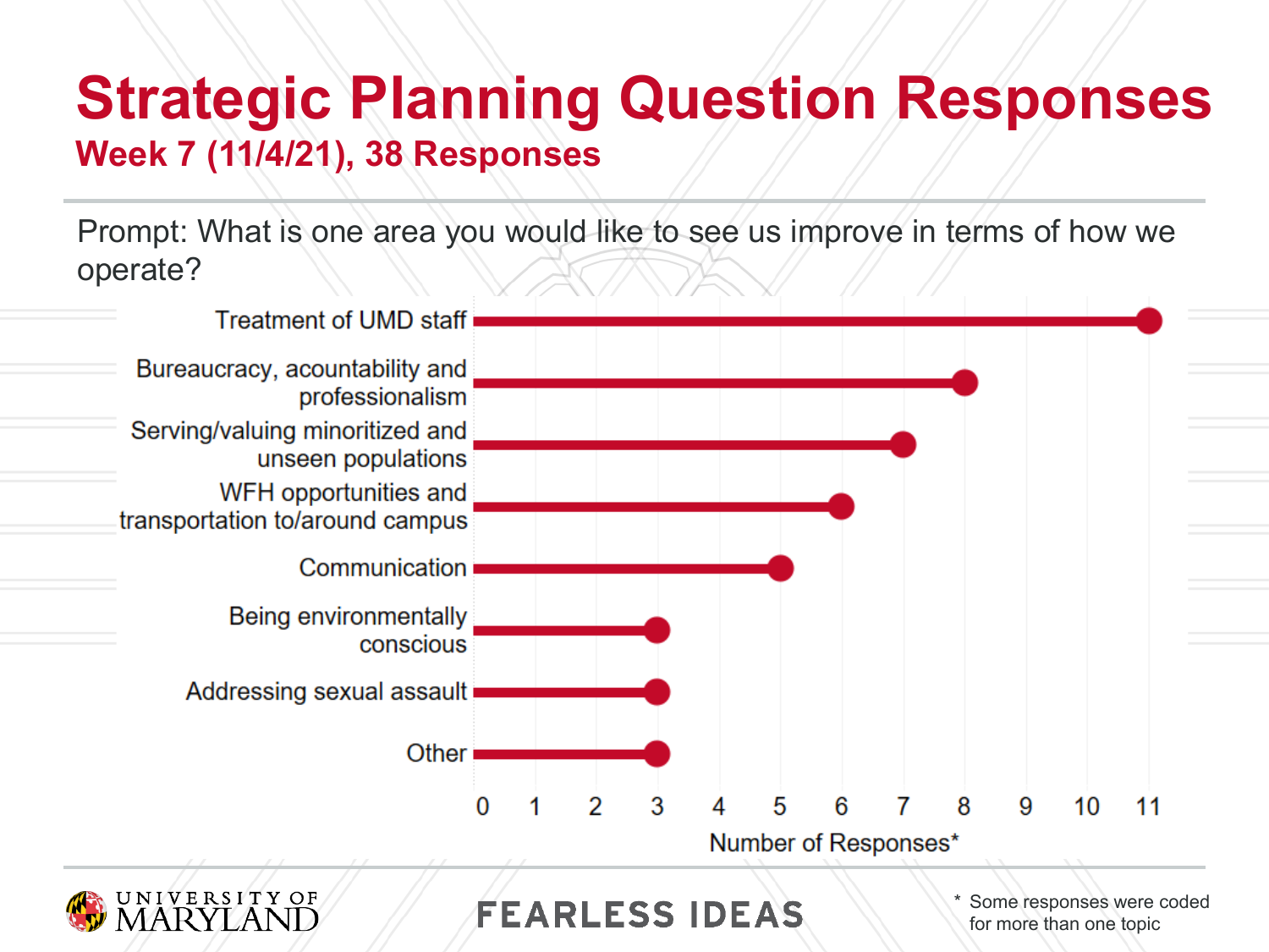# Strategic Planning Question Responses

## Week 7 (11/4/21), 38 Responses

Prompt: What is one area you would like to see us improve in terms of how we operate?

| Topic | Number of Responses* |
|---|---|
| Treatment of UMD staff | 11 |
| Bureaucracy, acountability and professionalism | 8 |
| Serving/valuing minoritized and unseen populations | 7 |
| WFH opportunities and transportation to/around campus | 6 |
| Communication | 5 |
| Being environmentally conscious | 3 |
| Addressing sexual assault | 3 |
| Other | 3 |

\* Some responses were coded for more than one topic

FEARLESS IDEAS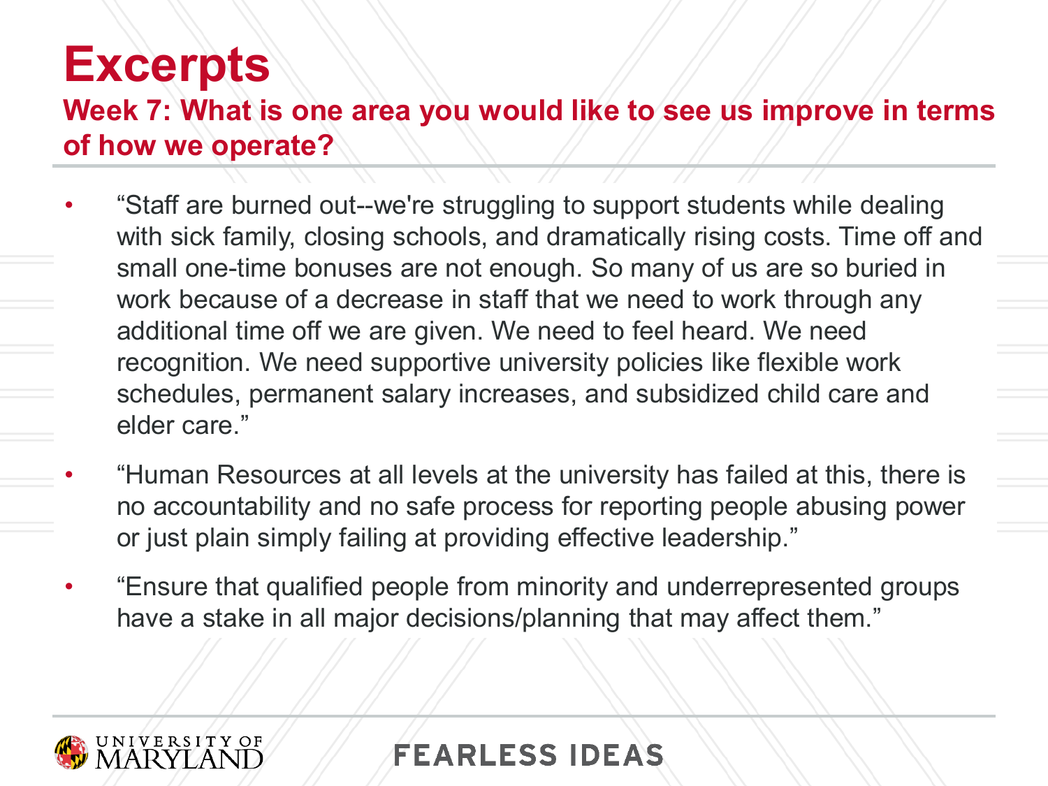# Excerpts

## Week 7: What is one area you would like to see us improve in terms of how we operate?

- "Staff are burned out--we're struggling to support students while dealing with sick family, closing schools, and dramatically rising costs. Time off and small one-time bonuses are not enough. So many of us are so buried in work because of a decrease in staff that we need to work through any additional time off we are given. We need to feel heard. We need recognition. We need supportive university policies like flexible work schedules, permanent salary increases, and subsidized child care and elder care."
- "Human Resources at all levels at the university has failed at this, there is no accountability and no safe process for reporting people abusing power or just plain simply failing at providing effective leadership."
- "Ensure that qualified people from minority and underrepresented groups have a stake in all major decisions/planning that may affect them."